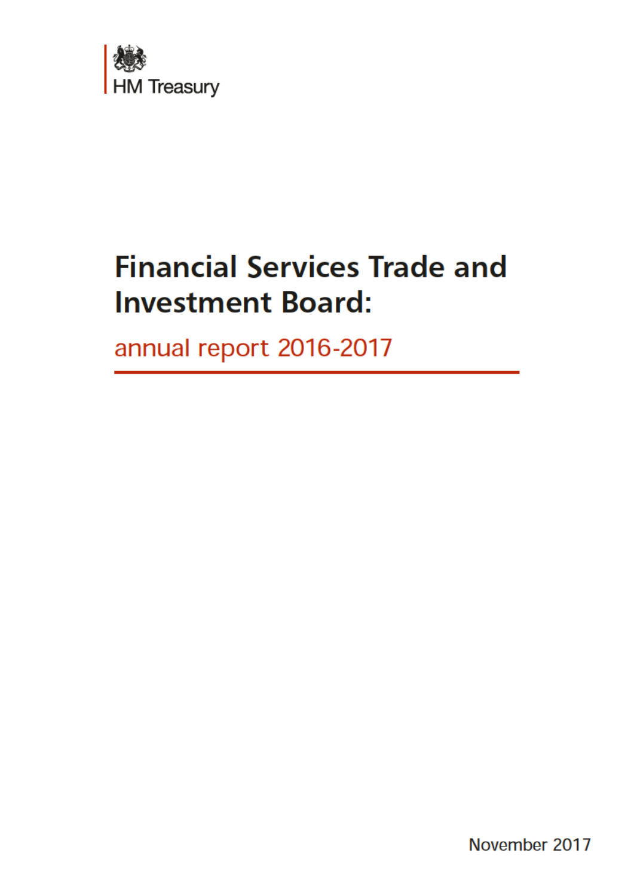HM Treasury

# Financial Services Trade and Investment Board:

## annual report 2016-2017

November 2017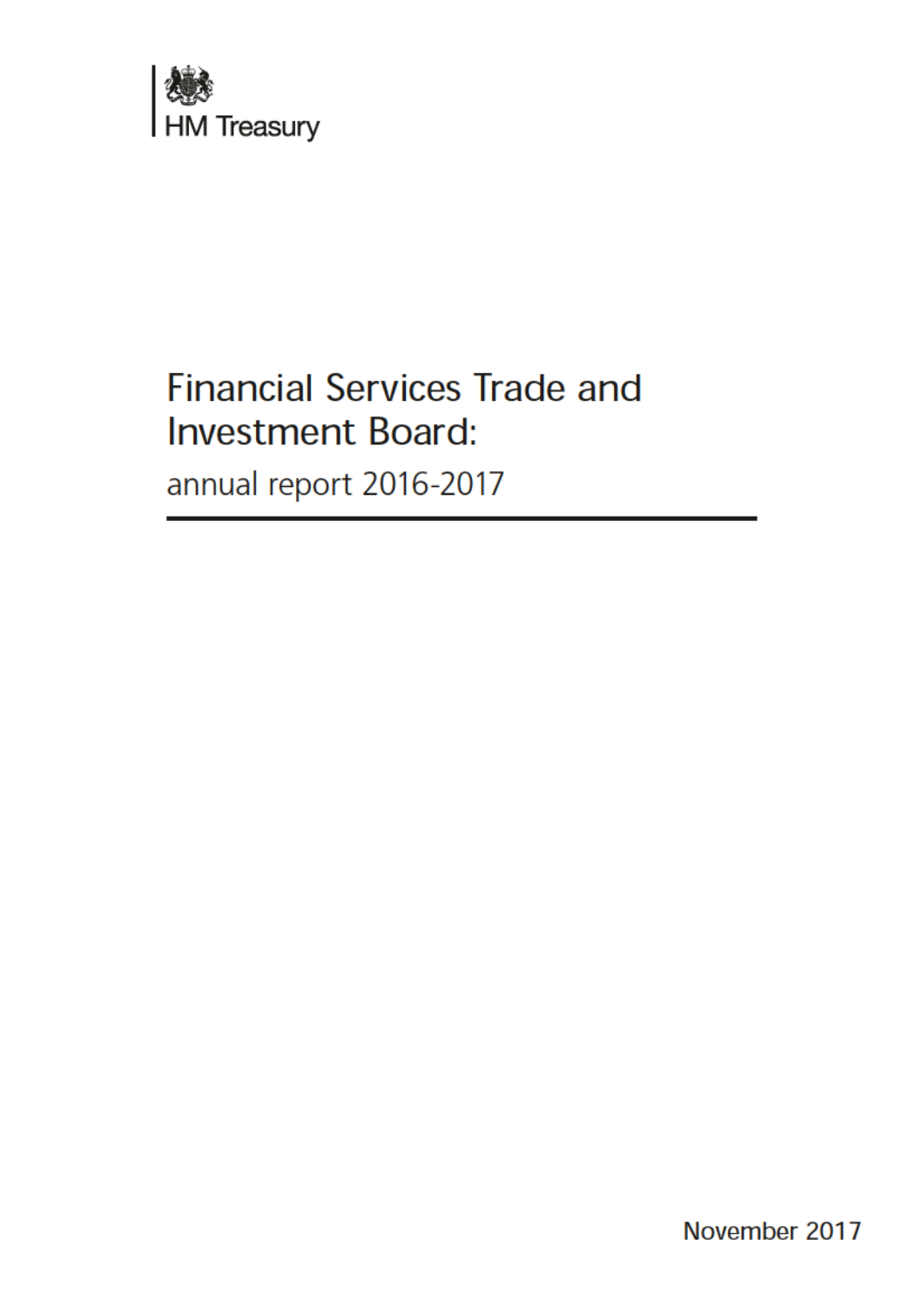HM Treasury

# Financial Services Trade and Investment Board:

## annual report 2016-2017

November 2017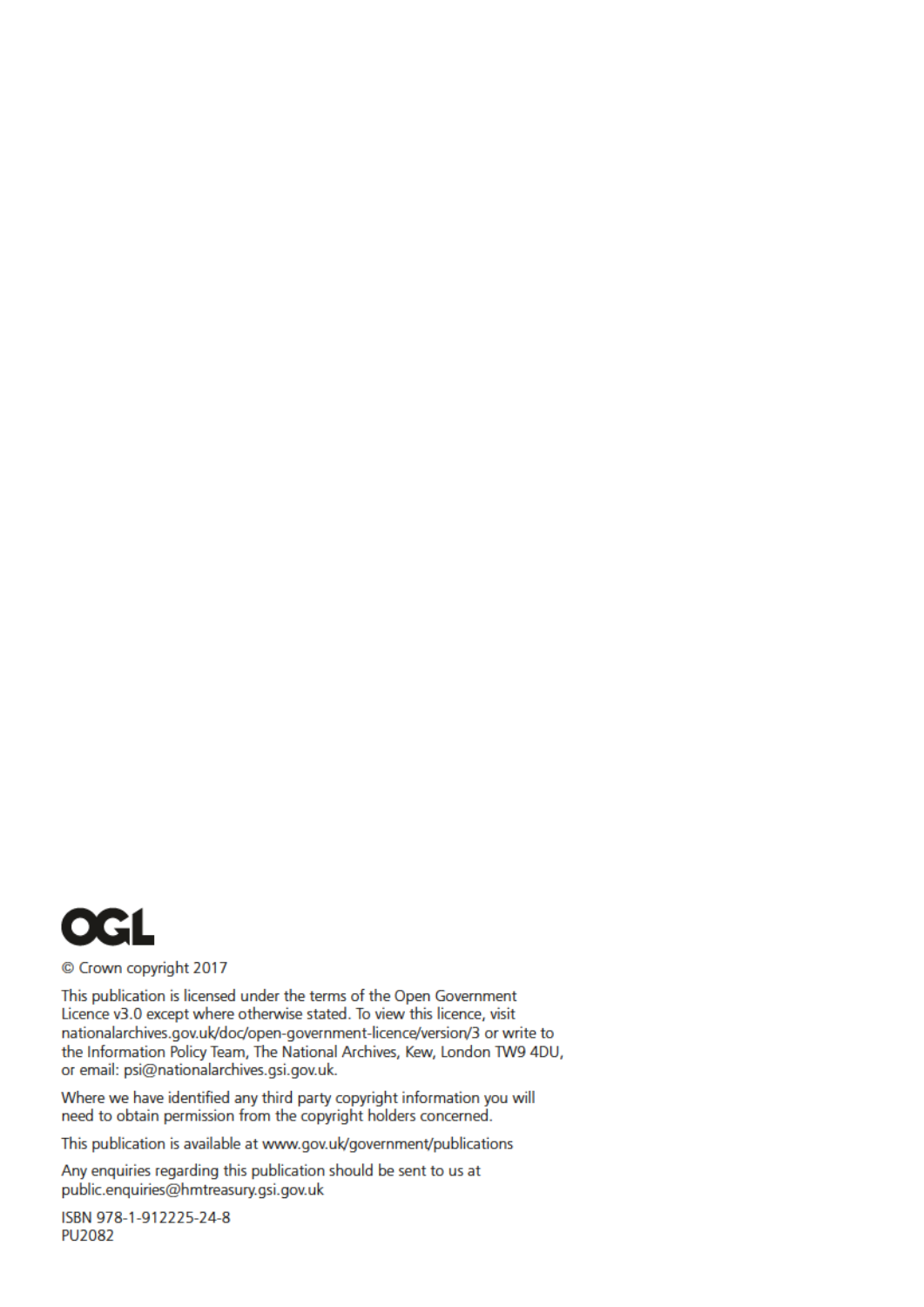OGL

© Crown copyright 2017

This publication is licensed under the terms of the Open Government Licence v3.0 except where otherwise stated. To view this licence, visit nationalarchives.gov.uk/doc/open-government-licence/version/3 or write to the Information Policy Team, The National Archives, Kew, London TW9 4DU, or email: psi@nationalarchives.gsi.gov.uk.

Where we have identified any third party copyright information you will need to obtain permission from the copyright holders concerned.

This publication is available at www.gov.uk/government/publications

Any enquiries regarding this publication should be sent to us at public.enquiries@hmtreasury.gsi.gov.uk

ISBN 978-1-912225-24-8
PU2082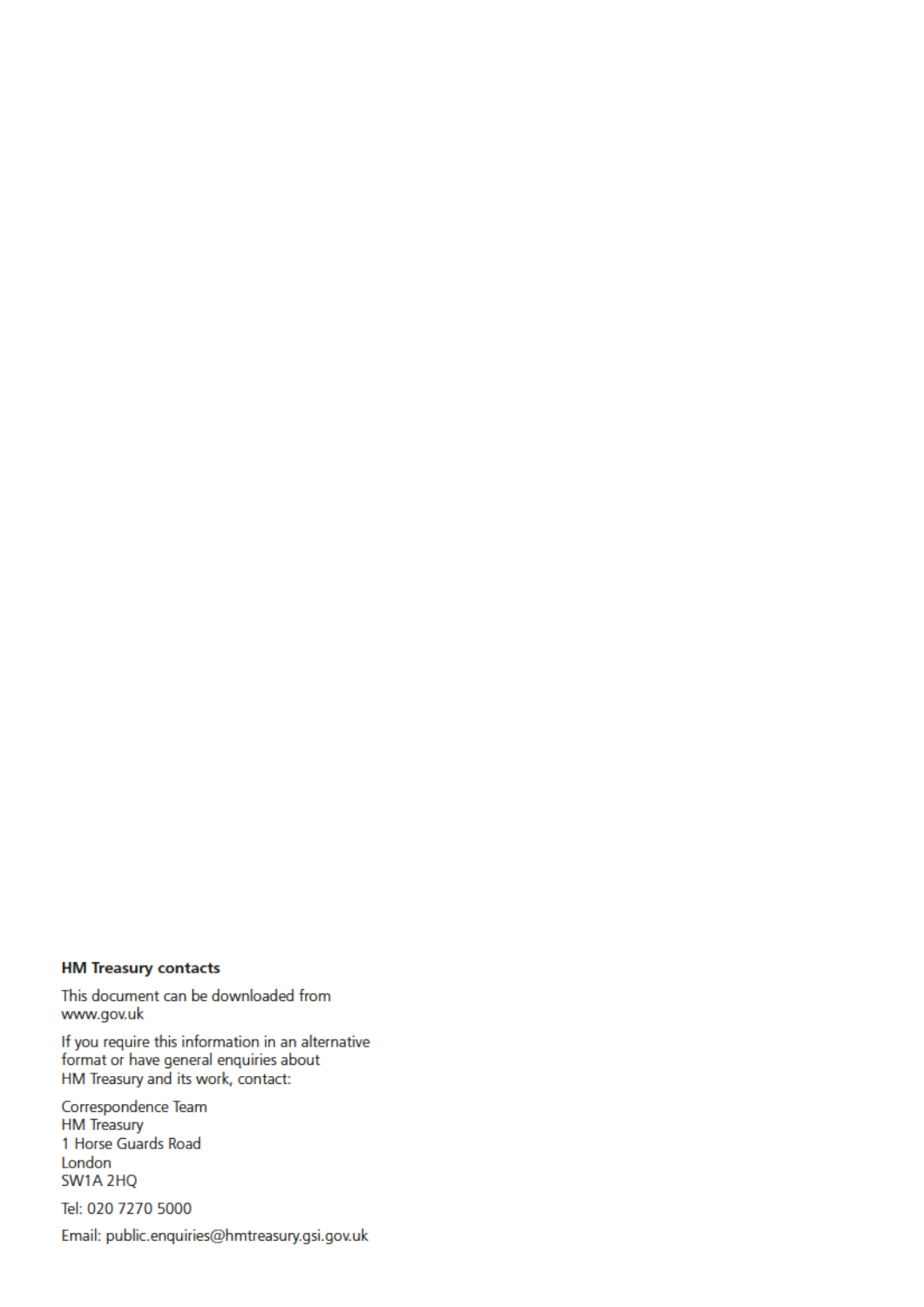**HM Treasury contacts**

This document can be downloaded from www.gov.uk

If you require this information in an alternative format or have general enquiries about HM Treasury and its work, contact:

Correspondence Team
HM Treasury
1 Horse Guards Road
London
SW1A 2HQ

Tel: 020 7270 5000

Email: public.enquiries@hmtreasury.gsi.gov.uk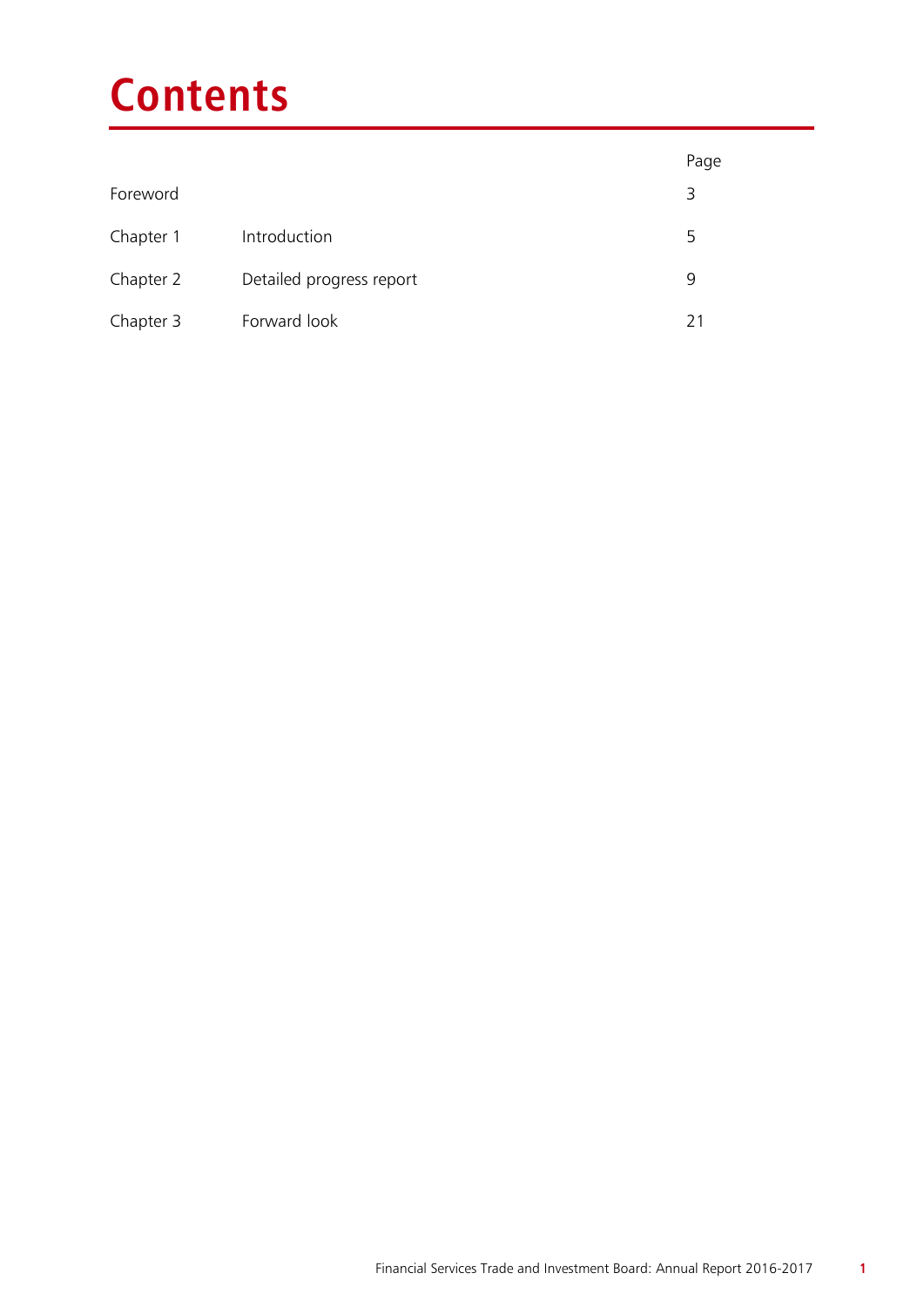# Contents

| | | Page |
|---|---|---|
| Foreword | | 3 |
| Chapter 1 | Introduction | 5 |
| Chapter 2 | Detailed progress report | 9 |
| Chapter 3 | Forward look | 21 |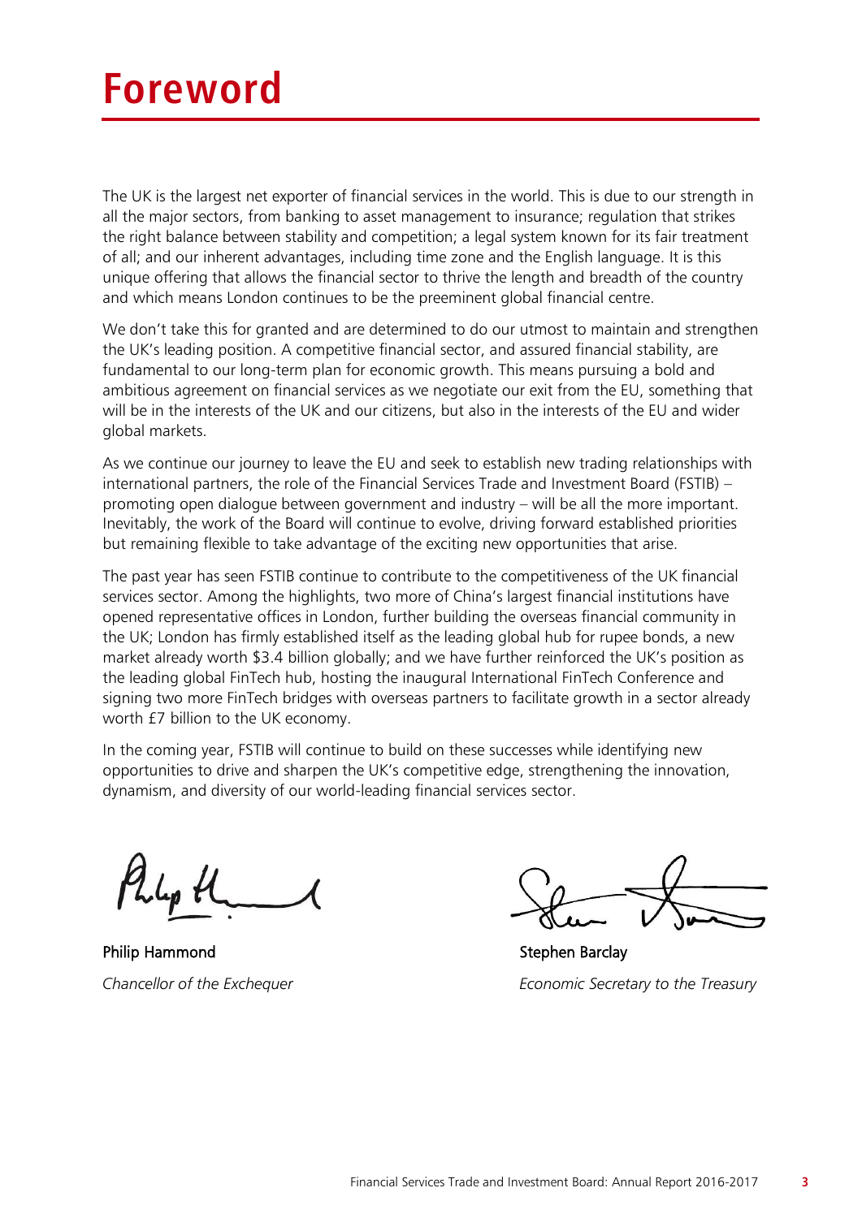# Foreword

The UK is the largest net exporter of financial services in the world. This is due to our strength in all the major sectors, from banking to asset management to insurance; regulation that strikes the right balance between stability and competition; a legal system known for its fair treatment of all; and our inherent advantages, including time zone and the English language. It is this unique offering that allows the financial sector to thrive the length and breadth of the country and which means London continues to be the preeminent global financial centre.

We don't take this for granted and are determined to do our utmost to maintain and strengthen the UK's leading position. A competitive financial sector, and assured financial stability, are fundamental to our long-term plan for economic growth. This means pursuing a bold and ambitious agreement on financial services as we negotiate our exit from the EU, something that will be in the interests of the UK and our citizens, but also in the interests of the EU and wider global markets.

As we continue our journey to leave the EU and seek to establish new trading relationships with international partners, the role of the Financial Services Trade and Investment Board (FSTIB) – promoting open dialogue between government and industry – will be all the more important. Inevitably, the work of the Board will continue to evolve, driving forward established priorities but remaining flexible to take advantage of the exciting new opportunities that arise.

The past year has seen FSTIB continue to contribute to the competitiveness of the UK financial services sector. Among the highlights, two more of China's largest financial institutions have opened representative offices in London, further building the overseas financial community in the UK; London has firmly established itself as the leading global hub for rupee bonds, a new market already worth $3.4 billion globally; and we have further reinforced the UK's position as the leading global FinTech hub, hosting the inaugural International FinTech Conference and signing two more FinTech bridges with overseas partners to facilitate growth in a sector already worth £7 billion to the UK economy.

In the coming year, FSTIB will continue to build on these successes while identifying new opportunities to drive and sharpen the UK's competitive edge, strengthening the innovation, dynamism, and diversity of our world-leading financial services sector.

Philip Hammond
*Chancellor of the Exchequer*

Stephen Barclay
*Economic Secretary to the Treasury*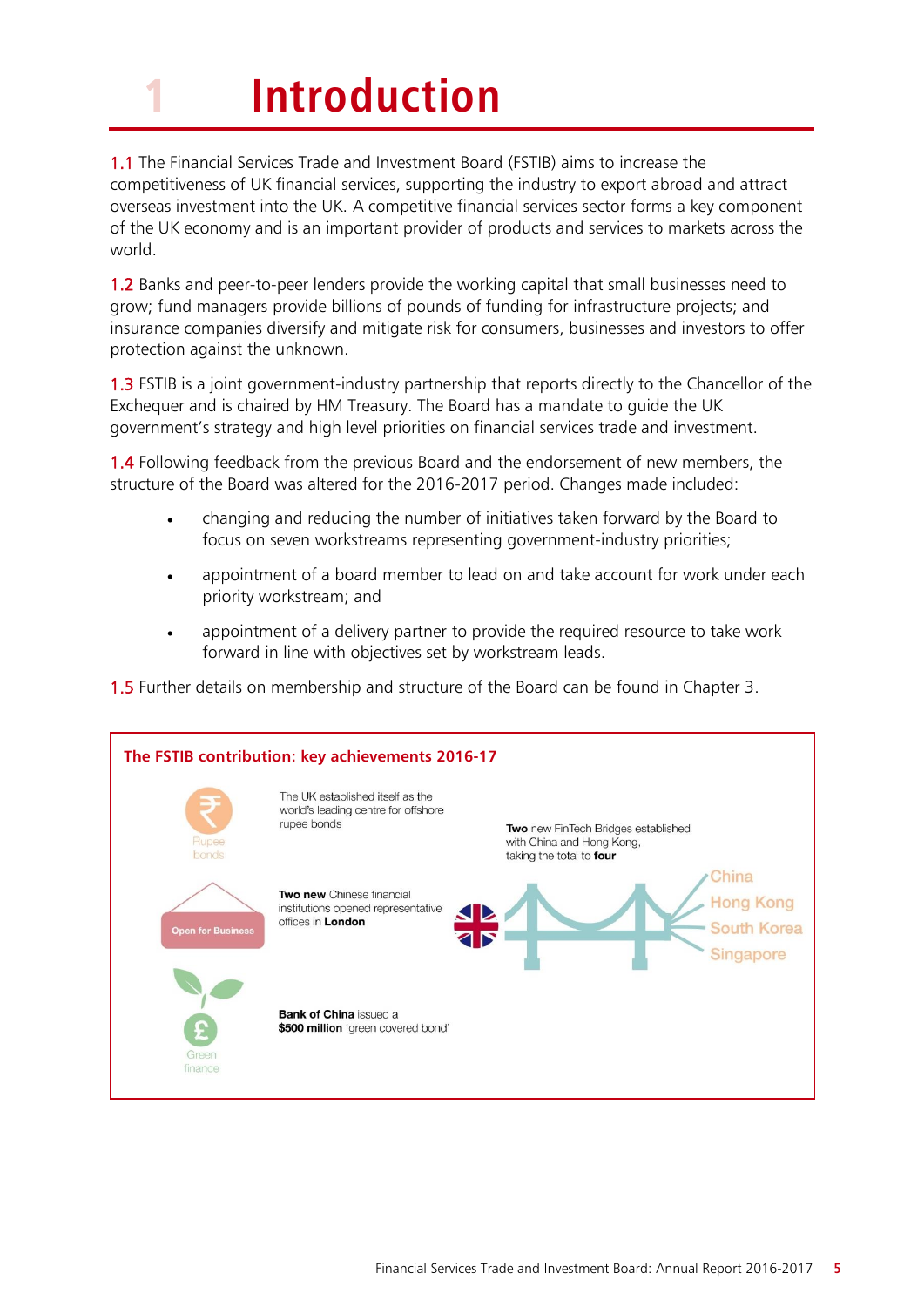# 1 Introduction

1.1 The Financial Services Trade and Investment Board (FSTIB) aims to increase the competitiveness of UK financial services, supporting the industry to export abroad and attract overseas investment into the UK. A competitive financial services sector forms a key component of the UK economy and is an important provider of products and services to markets across the world.

1.2 Banks and peer-to-peer lenders provide the working capital that small businesses need to grow; fund managers provide billions of pounds of funding for infrastructure projects; and insurance companies diversify and mitigate risk for consumers, businesses and investors to offer protection against the unknown.

1.3 FSTIB is a joint government-industry partnership that reports directly to the Chancellor of the Exchequer and is chaired by HM Treasury. The Board has a mandate to guide the UK government's strategy and high level priorities on financial services trade and investment.

1.4 Following feedback from the previous Board and the endorsement of new members, the structure of the Board was altered for the 2016-2017 period. Changes made included:

- changing and reducing the number of initiatives taken forward by the Board to focus on seven workstreams representing government-industry priorities;
- appointment of a board member to lead on and take account for work under each priority workstream; and
- appointment of a delivery partner to provide the required resource to take work forward in line with objectives set by workstream leads.

1.5 Further details on membership and structure of the Board can be found in Chapter 3.

**The FSTIB contribution: key achievements 2016-17**

Rupee bonds

The UK established itself as the world's leading centre for offshore rupee bonds

Open for Business

**Two new** Chinese financial institutions opened representative offices in **London**

**Two** new FinTech Bridges established with China and Hong Kong, taking the total to **four**

China

Hong Kong

South Korea

Singapore

Green finance

**Bank of China** issued a **$500 million** 'green covered bond'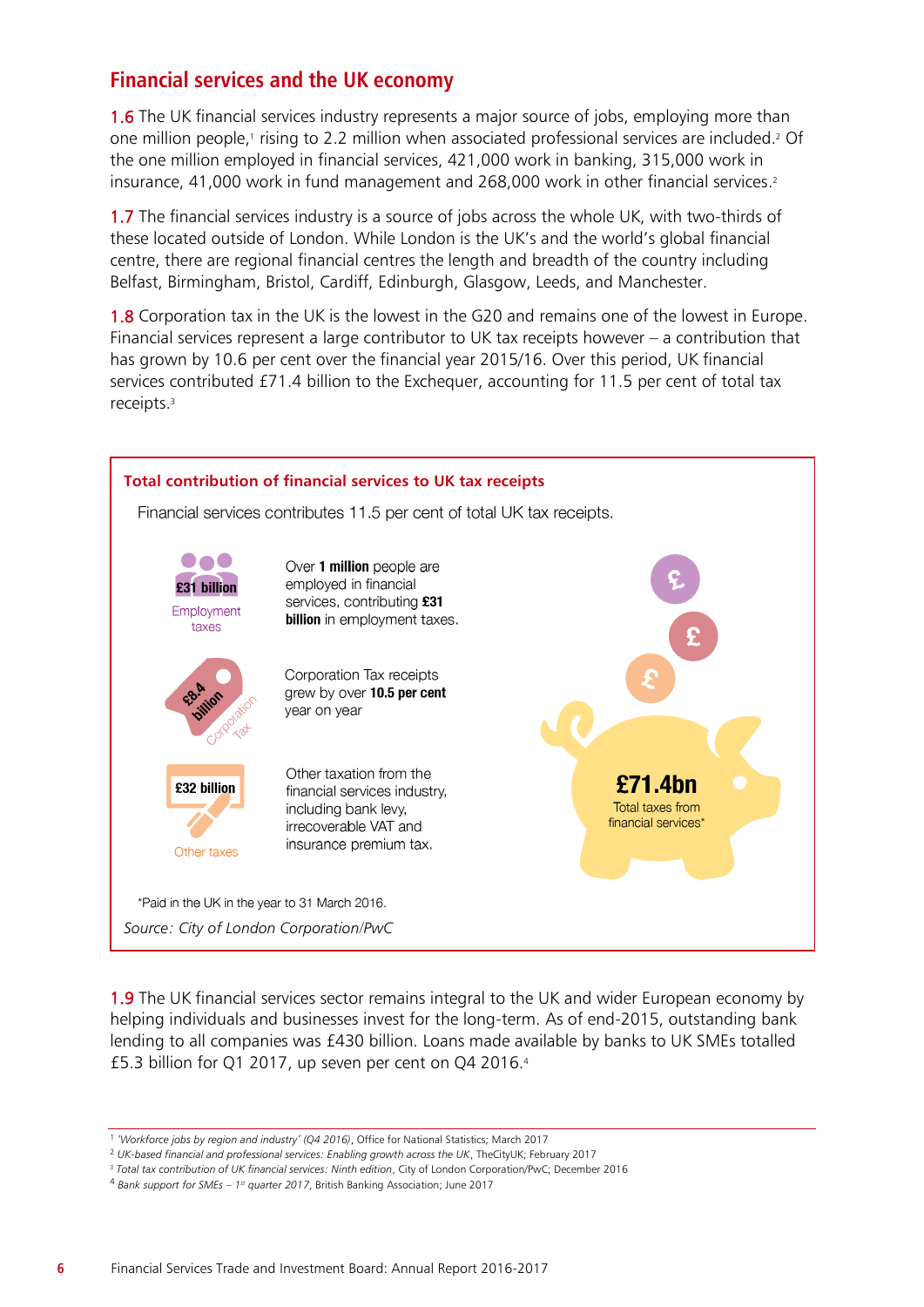## Financial services and the UK economy

**1.6** The UK financial services industry represents a major source of jobs, employing more than one million people,[1] rising to 2.2 million when associated professional services are included.[2] Of the one million employed in financial services, 421,000 work in banking, 315,000 work in insurance, 41,000 work in fund management and 268,000 work in other financial services.[2]

**1.7** The financial services industry is a source of jobs across the whole UK, with two-thirds of these located outside of London. While London is the UK's and the world's global financial centre, there are regional financial centres the length and breadth of the country including Belfast, Birmingham, Bristol, Cardiff, Edinburgh, Glasgow, Leeds, and Manchester.

**1.8** Corporation tax in the UK is the lowest in the G20 and remains one of the lowest in Europe. Financial services represent a large contributor to UK tax receipts however – a contribution that has grown by 10.6 per cent over the financial year 2015/16. Over this period, UK financial services contributed £71.4 billion to the Exchequer, accounting for 11.5 per cent of total tax receipts.[3]

**Total contribution of financial services to UK tax receipts**

Financial services contributes 11.5 per cent of total UK tax receipts.

**£31 billion** Employment taxes — Over **1 million** people are employed in financial services, contributing **£31 billion** in employment taxes.

**£8.4 billion** Corporation Tax — Corporation Tax receipts grew by over **10.5 per cent** year on year

**£32 billion** Other taxes — Other taxation from the financial services industry, including bank levy, irrecoverable VAT and insurance premium tax.

**£71.4bn** Total taxes from financial services*

*Paid in the UK in the year to 31 March 2016.

*Source: City of London Corporation/PwC*

**1.9** The UK financial services sector remains integral to the UK and wider European economy by helping individuals and businesses invest for the long-term. As of end-2015, outstanding bank lending to all companies was £430 billion. Loans made available by banks to UK SMEs totalled £5.3 billion for Q1 2017, up seven per cent on Q4 2016.[4]

---

[1] *'Workforce jobs by region and industry' (Q4 2016)*, Office for National Statistics; March 2017

[2] *UK-based financial and professional services: Enabling growth across the UK*, TheCityUK; February 2017

[3] *Total tax contribution of UK financial services: Ninth edition*, City of London Corporation/PwC; December 2016

[4] *Bank support for SMEs – 1st quarter 2017*, British Banking Association; June 2017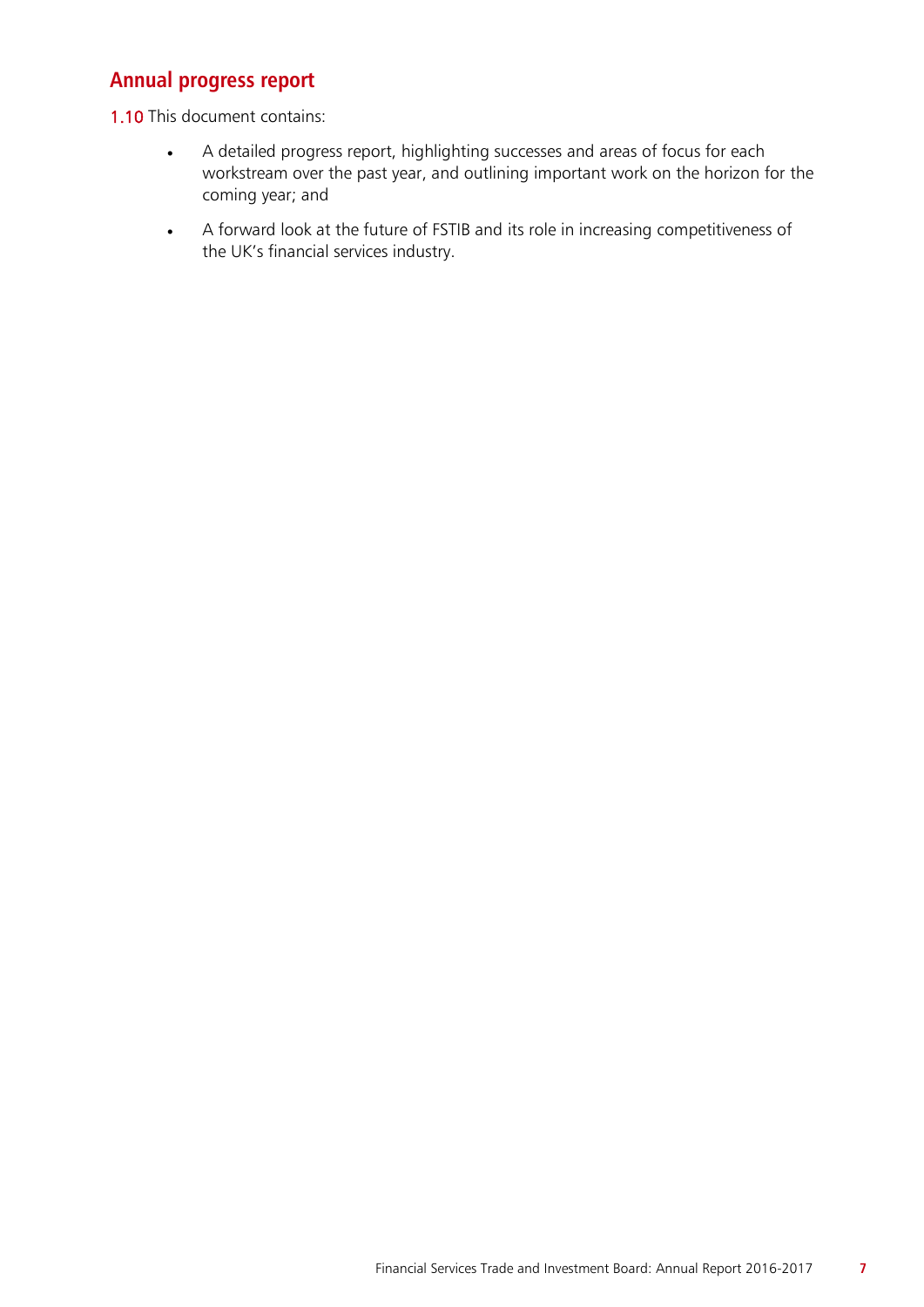## Annual progress report

1.10 This document contains:

- A detailed progress report, highlighting successes and areas of focus for each workstream over the past year, and outlining important work on the horizon for the coming year; and
- A forward look at the future of FSTIB and its role in increasing competitiveness of the UK's financial services industry.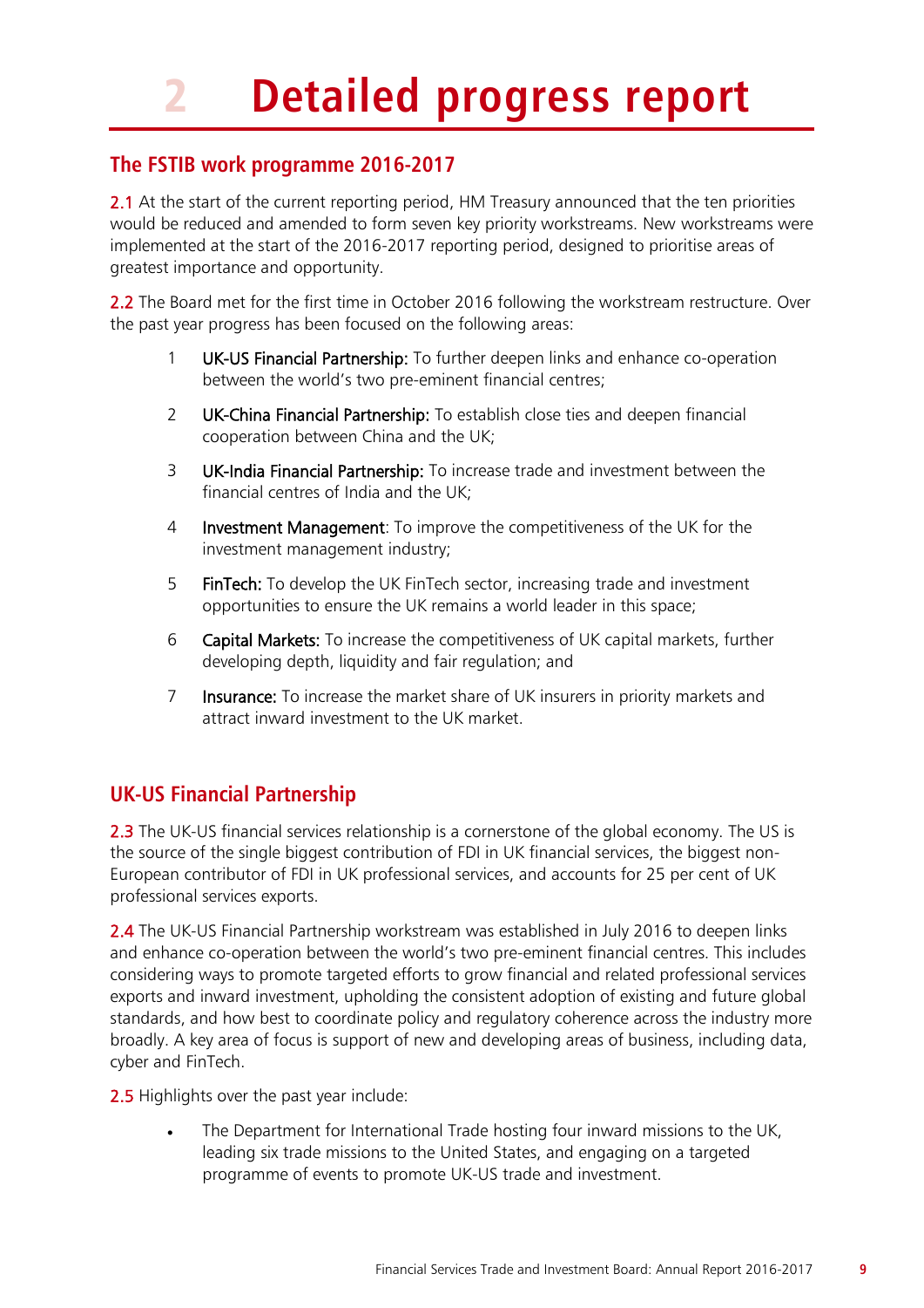# 2 Detailed progress report

## The FSTIB work programme 2016-2017

2.1 At the start of the current reporting period, HM Treasury announced that the ten priorities would be reduced and amended to form seven key priority workstreams. New workstreams were implemented at the start of the 2016-2017 reporting period, designed to prioritise areas of greatest importance and opportunity.

2.2 The Board met for the first time in October 2016 following the workstream restructure. Over the past year progress has been focused on the following areas:

1. **UK-US Financial Partnership:** To further deepen links and enhance co-operation between the world's two pre-eminent financial centres;
2. **UK-China Financial Partnership:** To establish close ties and deepen financial cooperation between China and the UK;
3. **UK-India Financial Partnership:** To increase trade and investment between the financial centres of India and the UK;
4. **Investment Management**: To improve the competitiveness of the UK for the investment management industry;
5. **FinTech:** To develop the UK FinTech sector, increasing trade and investment opportunities to ensure the UK remains a world leader in this space;
6. **Capital Markets:** To increase the competitiveness of UK capital markets, further developing depth, liquidity and fair regulation; and
7. **Insurance:** To increase the market share of UK insurers in priority markets and attract inward investment to the UK market.

## UK-US Financial Partnership

2.3 The UK-US financial services relationship is a cornerstone of the global economy. The US is the source of the single biggest contribution of FDI in UK financial services, the biggest non-European contributor of FDI in UK professional services, and accounts for 25 per cent of UK professional services exports.

2.4 The UK-US Financial Partnership workstream was established in July 2016 to deepen links and enhance co-operation between the world's two pre-eminent financial centres. This includes considering ways to promote targeted efforts to grow financial and related professional services exports and inward investment, upholding the consistent adoption of existing and future global standards, and how best to coordinate policy and regulatory coherence across the industry more broadly. A key area of focus is support of new and developing areas of business, including data, cyber and FinTech.

2.5 Highlights over the past year include:

- The Department for International Trade hosting four inward missions to the UK, leading six trade missions to the United States, and engaging on a targeted programme of events to promote UK-US trade and investment.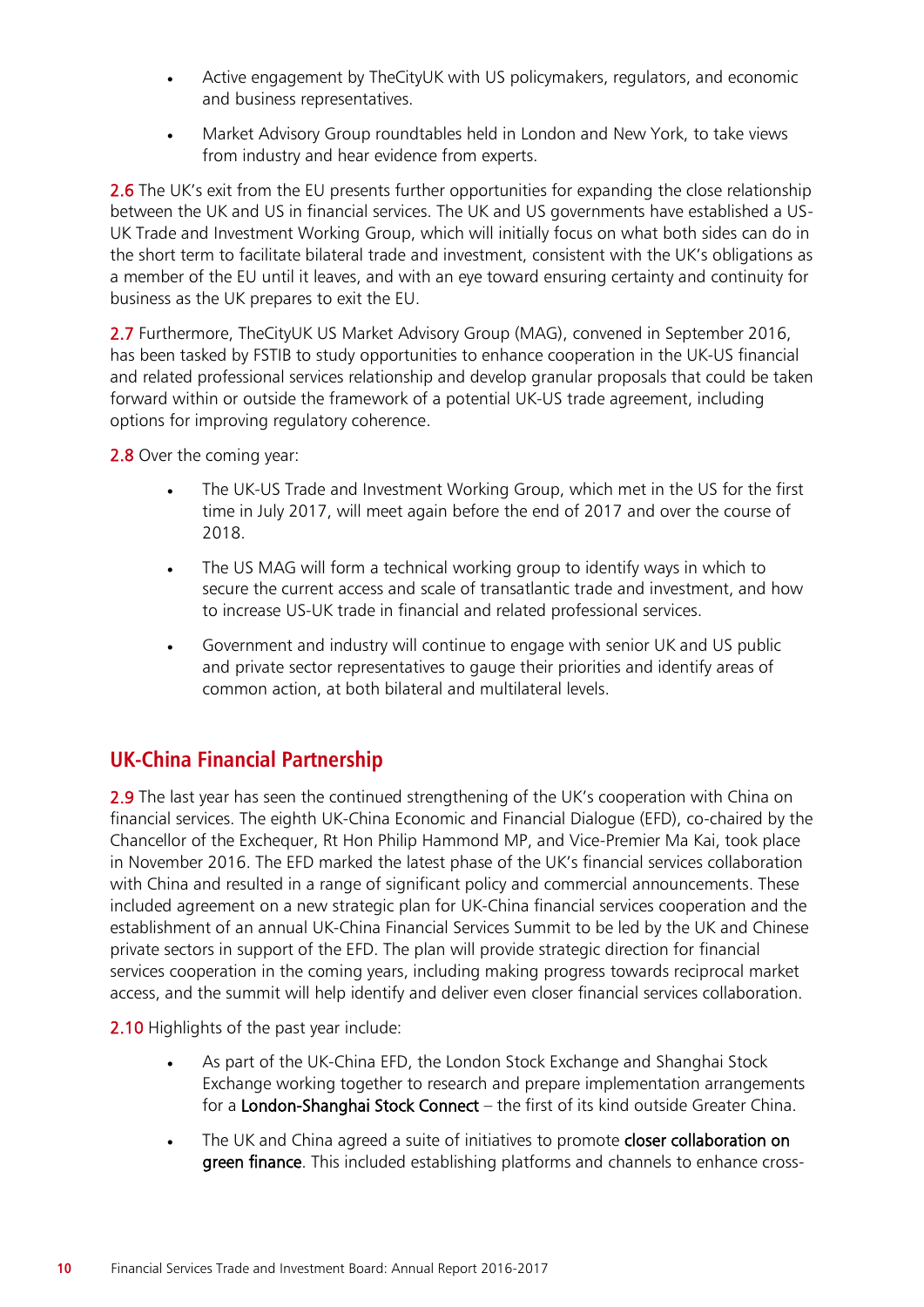- Active engagement by TheCityUK with US policymakers, regulators, and economic and business representatives.
- Market Advisory Group roundtables held in London and New York, to take views from industry and hear evidence from experts.

2.6 The UK's exit from the EU presents further opportunities for expanding the close relationship between the UK and US in financial services. The UK and US governments have established a US-UK Trade and Investment Working Group, which will initially focus on what both sides can do in the short term to facilitate bilateral trade and investment, consistent with the UK's obligations as a member of the EU until it leaves, and with an eye toward ensuring certainty and continuity for business as the UK prepares to exit the EU.

2.7 Furthermore, TheCityUK US Market Advisory Group (MAG), convened in September 2016, has been tasked by FSTIB to study opportunities to enhance cooperation in the UK-US financial and related professional services relationship and develop granular proposals that could be taken forward within or outside the framework of a potential UK-US trade agreement, including options for improving regulatory coherence.

2.8 Over the coming year:

- The UK-US Trade and Investment Working Group, which met in the US for the first time in July 2017, will meet again before the end of 2017 and over the course of 2018.
- The US MAG will form a technical working group to identify ways in which to secure the current access and scale of transatlantic trade and investment, and how to increase US-UK trade in financial and related professional services.
- Government and industry will continue to engage with senior UK and US public and private sector representatives to gauge their priorities and identify areas of common action, at both bilateral and multilateral levels.

## UK-China Financial Partnership

2.9 The last year has seen the continued strengthening of the UK's cooperation with China on financial services. The eighth UK-China Economic and Financial Dialogue (EFD), co-chaired by the Chancellor of the Exchequer, Rt Hon Philip Hammond MP, and Vice-Premier Ma Kai, took place in November 2016. The EFD marked the latest phase of the UK's financial services collaboration with China and resulted in a range of significant policy and commercial announcements. These included agreement on a new strategic plan for UK-China financial services cooperation and the establishment of an annual UK-China Financial Services Summit to be led by the UK and Chinese private sectors in support of the EFD. The plan will provide strategic direction for financial services cooperation in the coming years, including making progress towards reciprocal market access, and the summit will help identify and deliver even closer financial services collaboration.

2.10 Highlights of the past year include:

- As part of the UK-China EFD, the London Stock Exchange and Shanghai Stock Exchange working together to research and prepare implementation arrangements for a **London-Shanghai Stock Connect** – the first of its kind outside Greater China.
- The UK and China agreed a suite of initiatives to promote **closer collaboration on green finance**. This included establishing platforms and channels to enhance cross-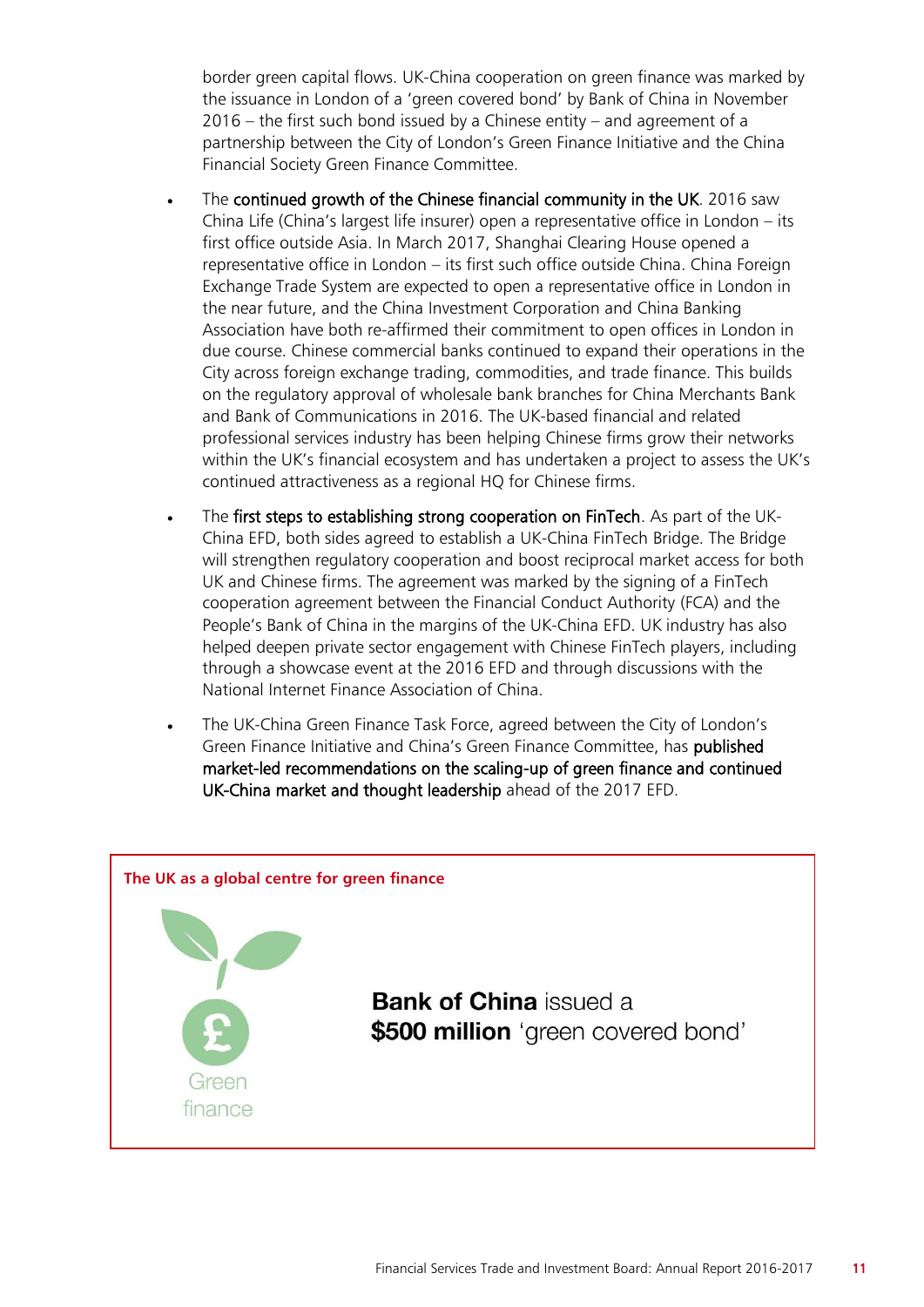border green capital flows. UK-China cooperation on green finance was marked by the issuance in London of a 'green covered bond' by Bank of China in November 2016 – the first such bond issued by a Chinese entity – and agreement of a partnership between the City of London's Green Finance Initiative and the China Financial Society Green Finance Committee.

- The **continued growth of the Chinese financial community in the UK**. 2016 saw China Life (China's largest life insurer) open a representative office in London – its first office outside Asia. In March 2017, Shanghai Clearing House opened a representative office in London – its first such office outside China. China Foreign Exchange Trade System are expected to open a representative office in London in the near future, and the China Investment Corporation and China Banking Association have both re-affirmed their commitment to open offices in London in due course. Chinese commercial banks continued to expand their operations in the City across foreign exchange trading, commodities, and trade finance. This builds on the regulatory approval of wholesale bank branches for China Merchants Bank and Bank of Communications in 2016. The UK-based financial and related professional services industry has been helping Chinese firms grow their networks within the UK's financial ecosystem and has undertaken a project to assess the UK's continued attractiveness as a regional HQ for Chinese firms.

- The **first steps to establishing strong cooperation on FinTech**. As part of the UK-China EFD, both sides agreed to establish a UK-China FinTech Bridge. The Bridge will strengthen regulatory cooperation and boost reciprocal market access for both UK and Chinese firms. The agreement was marked by the signing of a FinTech cooperation agreement between the Financial Conduct Authority (FCA) and the People's Bank of China in the margins of the UK-China EFD. UK industry has also helped deepen private sector engagement with Chinese FinTech players, including through a showcase event at the 2016 EFD and through discussions with the National Internet Finance Association of China.

- The UK-China Green Finance Task Force, agreed between the City of London's Green Finance Initiative and China's Green Finance Committee, has **published market-led recommendations on the scaling-up of green finance and continued UK-China market and thought leadership** ahead of the 2017 EFD.

**The UK as a global centre for green finance**

Green finance

**Bank of China** issued a **$500 million** 'green covered bond'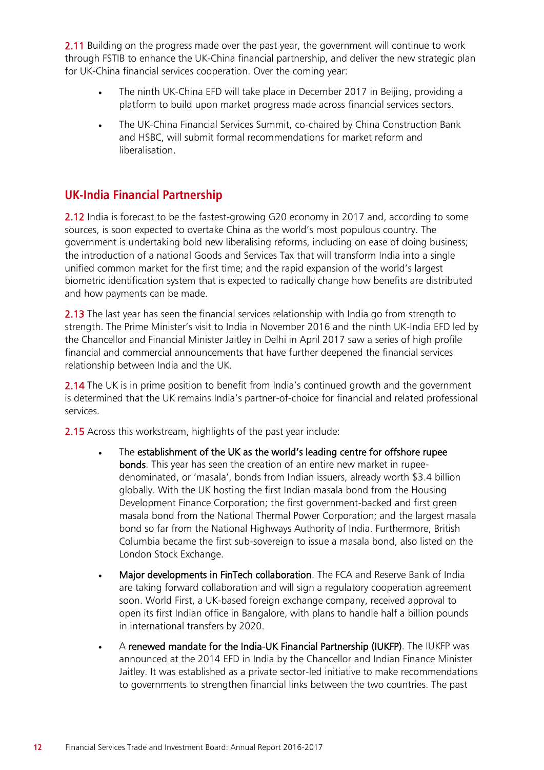2.11 Building on the progress made over the past year, the government will continue to work through FSTIB to enhance the UK-China financial partnership, and deliver the new strategic plan for UK-China financial services cooperation. Over the coming year:

- The ninth UK-China EFD will take place in December 2017 in Beijing, providing a platform to build upon market progress made across financial services sectors.
- The UK-China Financial Services Summit, co-chaired by China Construction Bank and HSBC, will submit formal recommendations for market reform and liberalisation.

## UK-India Financial Partnership

2.12 India is forecast to be the fastest-growing G20 economy in 2017 and, according to some sources, is soon expected to overtake China as the world's most populous country. The government is undertaking bold new liberalising reforms, including on ease of doing business; the introduction of a national Goods and Services Tax that will transform India into a single unified common market for the first time; and the rapid expansion of the world's largest biometric identification system that is expected to radically change how benefits are distributed and how payments can be made.

2.13 The last year has seen the financial services relationship with India go from strength to strength. The Prime Minister's visit to India in November 2016 and the ninth UK-India EFD led by the Chancellor and Financial Minister Jaitley in Delhi in April 2017 saw a series of high profile financial and commercial announcements that have further deepened the financial services relationship between India and the UK.

2.14 The UK is in prime position to benefit from India's continued growth and the government is determined that the UK remains India's partner-of-choice for financial and related professional services.

2.15 Across this workstream, highlights of the past year include:

- The **establishment of the UK as the world's leading centre for offshore rupee bonds**. This year has seen the creation of an entire new market in rupee-denominated, or 'masala', bonds from Indian issuers, already worth $3.4 billion globally. With the UK hosting the first Indian masala bond from the Housing Development Finance Corporation; the first government-backed and first green masala bond from the National Thermal Power Corporation; and the largest masala bond so far from the National Highways Authority of India. Furthermore, British Columbia became the first sub-sovereign to issue a masala bond, also listed on the London Stock Exchange.
- **Major developments in FinTech collaboration**. The FCA and Reserve Bank of India are taking forward collaboration and will sign a regulatory cooperation agreement soon. World First, a UK-based foreign exchange company, received approval to open its first Indian office in Bangalore, with plans to handle half a billion pounds in international transfers by 2020.
- A **renewed mandate for the India-UK Financial Partnership (IUKFP)**. The IUKFP was announced at the 2014 EFD in India by the Chancellor and Indian Finance Minister Jaitley. It was established as a private sector-led initiative to make recommendations to governments to strengthen financial links between the two countries. The past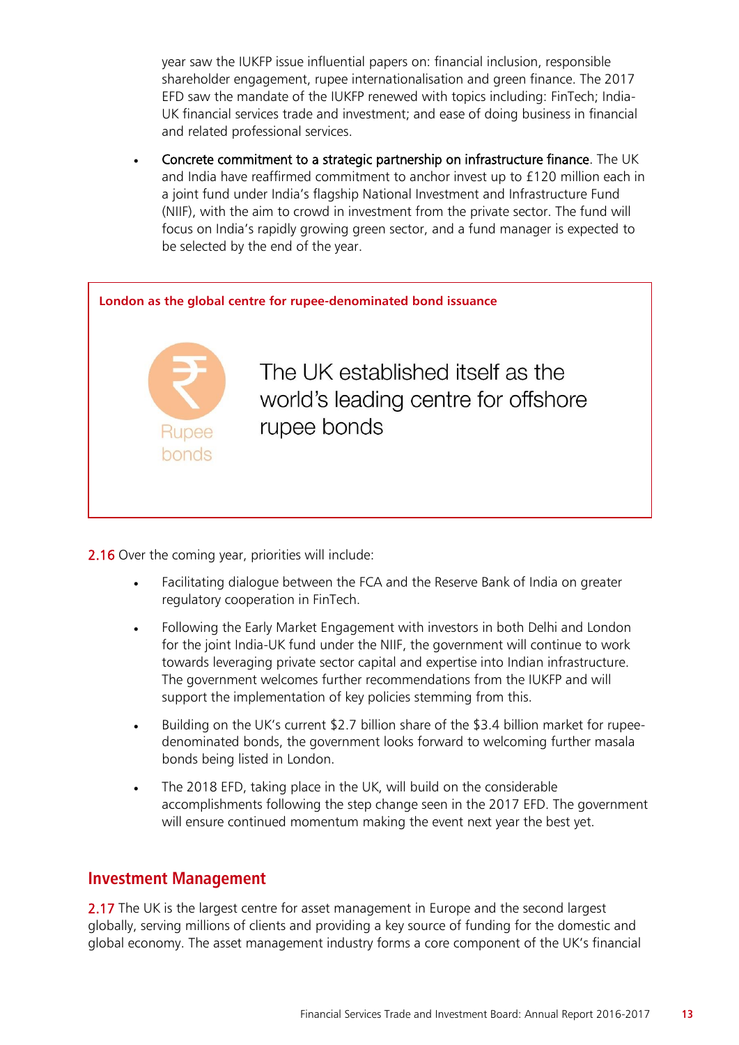year saw the IUKFP issue influential papers on: financial inclusion, responsible shareholder engagement, rupee internationalisation and green finance. The 2017 EFD saw the mandate of the IUKFP renewed with topics including: FinTech; India-UK financial services trade and investment; and ease of doing business in financial and related professional services.

- Concrete commitment to a strategic partnership on infrastructure finance. The UK and India have reaffirmed commitment to anchor invest up to £120 million each in a joint fund under India's flagship National Investment and Infrastructure Fund (NIIF), with the aim to crowd in investment from the private sector. The fund will focus on India's rapidly growing green sector, and a fund manager is expected to be selected by the end of the year.

**London as the global centre for rupee-denominated bond issuance**

Rupee bonds

The UK established itself as the world's leading centre for offshore rupee bonds

**2.16** Over the coming year, priorities will include:

- Facilitating dialogue between the FCA and the Reserve Bank of India on greater regulatory cooperation in FinTech.
- Following the Early Market Engagement with investors in both Delhi and London for the joint India-UK fund under the NIIF, the government will continue to work towards leveraging private sector capital and expertise into Indian infrastructure. The government welcomes further recommendations from the IUKFP and will support the implementation of key policies stemming from this.
- Building on the UK's current $2.7 billion share of the $3.4 billion market for rupee-denominated bonds, the government looks forward to welcoming further masala bonds being listed in London.
- The 2018 EFD, taking place in the UK, will build on the considerable accomplishments following the step change seen in the 2017 EFD. The government will ensure continued momentum making the event next year the best yet.

## Investment Management

**2.17** The UK is the largest centre for asset management in Europe and the second largest globally, serving millions of clients and providing a key source of funding for the domestic and global economy. The asset management industry forms a core component of the UK's financial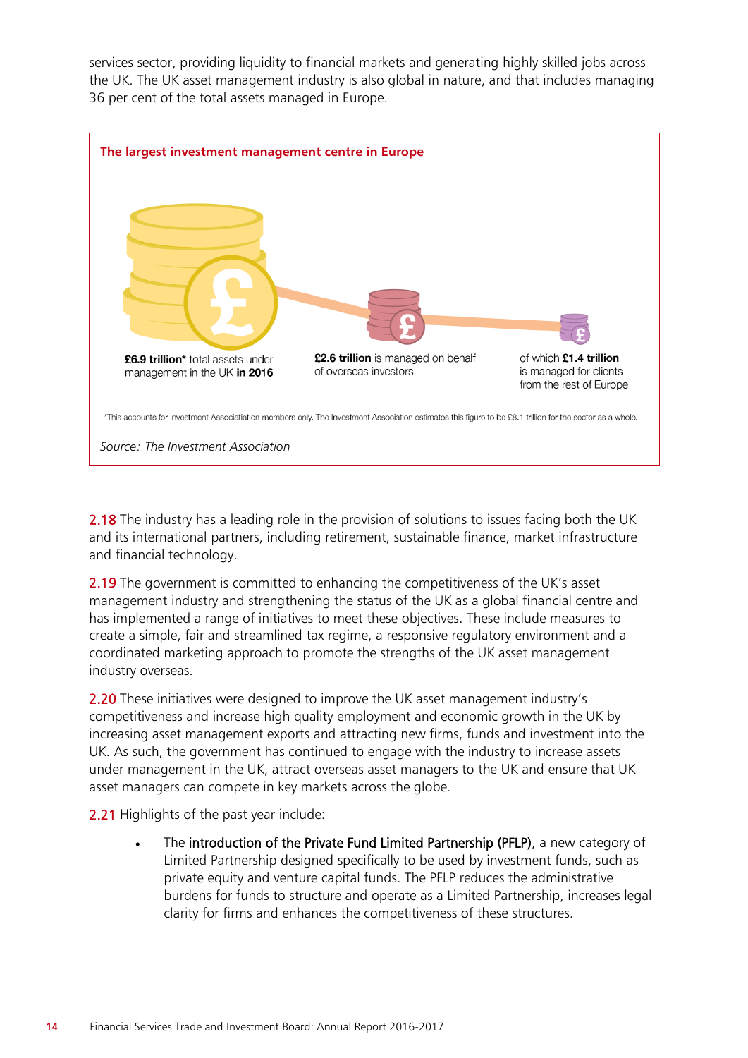services sector, providing liquidity to financial markets and generating highly skilled jobs across the UK. The UK asset management industry is also global in nature, and that includes managing 36 per cent of the total assets managed in Europe.

**The largest investment management centre in Europe**

**£6.9 trillion*** total assets under management in the UK **in 2016**

**£2.6 trillion** is managed on behalf of overseas investors

of which **£1.4 trillion** is managed for clients from the rest of Europe

*This accounts for Investment Associatiation members only. The Investment Association estimates this figure to be £8.1 trillion for the sector as a whole.

*Source: The Investment Association*

2.18 The industry has a leading role in the provision of solutions to issues facing both the UK and its international partners, including retirement, sustainable finance, market infrastructure and financial technology.

2.19 The government is committed to enhancing the competitiveness of the UK's asset management industry and strengthening the status of the UK as a global financial centre and has implemented a range of initiatives to meet these objectives. These include measures to create a simple, fair and streamlined tax regime, a responsive regulatory environment and a coordinated marketing approach to promote the strengths of the UK asset management industry overseas.

2.20 These initiatives were designed to improve the UK asset management industry's competitiveness and increase high quality employment and economic growth in the UK by increasing asset management exports and attracting new firms, funds and investment into the UK. As such, the government has continued to engage with the industry to increase assets under management in the UK, attract overseas asset managers to the UK and ensure that UK asset managers can compete in key markets across the globe.

2.21 Highlights of the past year include:

- The introduction of the Private Fund Limited Partnership (PFLP), a new category of Limited Partnership designed specifically to be used by investment funds, such as private equity and venture capital funds. The PFLP reduces the administrative burdens for funds to structure and operate as a Limited Partnership, increases legal clarity for firms and enhances the competitiveness of these structures.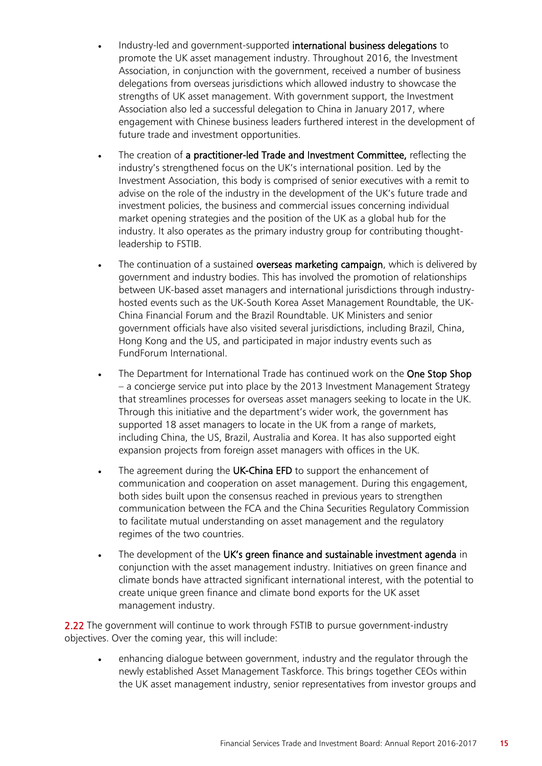- Industry-led and government-supported **international business delegations** to promote the UK asset management industry. Throughout 2016, the Investment Association, in conjunction with the government, received a number of business delegations from overseas jurisdictions which allowed industry to showcase the strengths of UK asset management. With government support, the Investment Association also led a successful delegation to China in January 2017, where engagement with Chinese business leaders furthered interest in the development of future trade and investment opportunities.

- The creation of **a practitioner-led Trade and Investment Committee,** reflecting the industry's strengthened focus on the UK's international position. Led by the Investment Association, this body is comprised of senior executives with a remit to advise on the role of the industry in the development of the UK's future trade and investment policies, the business and commercial issues concerning individual market opening strategies and the position of the UK as a global hub for the industry. It also operates as the primary industry group for contributing thought-leadership to FSTIB.

- The continuation of a sustained **overseas marketing campaign**, which is delivered by government and industry bodies. This has involved the promotion of relationships between UK-based asset managers and international jurisdictions through industry-hosted events such as the UK-South Korea Asset Management Roundtable, the UK-China Financial Forum and the Brazil Roundtable. UK Ministers and senior government officials have also visited several jurisdictions, including Brazil, China, Hong Kong and the US, and participated in major industry events such as FundForum International.

- The Department for International Trade has continued work on the **One Stop Shop** – a concierge service put into place by the 2013 Investment Management Strategy that streamlines processes for overseas asset managers seeking to locate in the UK. Through this initiative and the department's wider work, the government has supported 18 asset managers to locate in the UK from a range of markets, including China, the US, Brazil, Australia and Korea. It has also supported eight expansion projects from foreign asset managers with offices in the UK.

- The agreement during the **UK-China EFD** to support the enhancement of communication and cooperation on asset management. During this engagement, both sides built upon the consensus reached in previous years to strengthen communication between the FCA and the China Securities Regulatory Commission to facilitate mutual understanding on asset management and the regulatory regimes of the two countries.

- The development of the **UK's green finance and sustainable investment agenda** in conjunction with the asset management industry. Initiatives on green finance and climate bonds have attracted significant international interest, with the potential to create unique green finance and climate bond exports for the UK asset management industry.

**2.22** The government will continue to work through FSTIB to pursue government-industry objectives. Over the coming year, this will include:

- enhancing dialogue between government, industry and the regulator through the newly established Asset Management Taskforce. This brings together CEOs within the UK asset management industry, senior representatives from investor groups and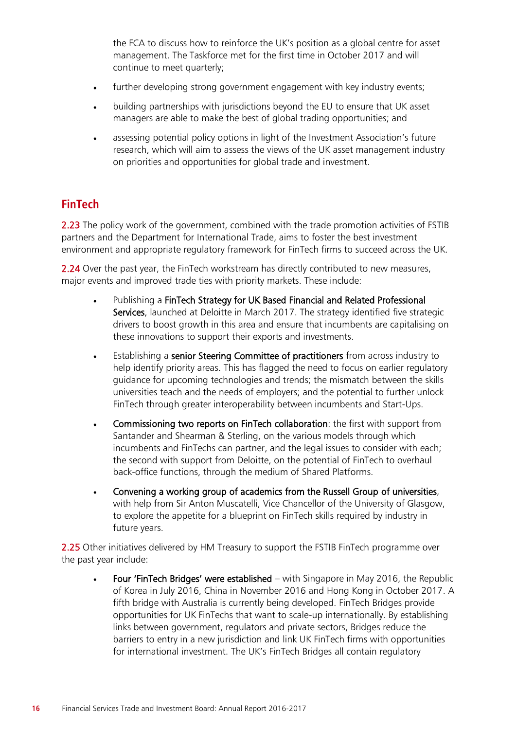the FCA to discuss how to reinforce the UK's position as a global centre for asset management. The Taskforce met for the first time in October 2017 and will continue to meet quarterly;

- further developing strong government engagement with key industry events;
- building partnerships with jurisdictions beyond the EU to ensure that UK asset managers are able to make the best of global trading opportunities; and
- assessing potential policy options in light of the Investment Association's future research, which will aim to assess the views of the UK asset management industry on priorities and opportunities for global trade and investment.

## FinTech

2.23 The policy work of the government, combined with the trade promotion activities of FSTIB partners and the Department for International Trade, aims to foster the best investment environment and appropriate regulatory framework for FinTech firms to succeed across the UK.

2.24 Over the past year, the FinTech workstream has directly contributed to new measures, major events and improved trade ties with priority markets. These include:

- Publishing a **FinTech Strategy for UK Based Financial and Related Professional Services**, launched at Deloitte in March 2017. The strategy identified five strategic drivers to boost growth in this area and ensure that incumbents are capitalising on these innovations to support their exports and investments.
- Establishing a **senior Steering Committee of practitioners** from across industry to help identify priority areas. This has flagged the need to focus on earlier regulatory guidance for upcoming technologies and trends; the mismatch between the skills universities teach and the needs of employers; and the potential to further unlock FinTech through greater interoperability between incumbents and Start-Ups.
- **Commissioning two reports on FinTech collaboration**: the first with support from Santander and Shearman & Sterling, on the various models through which incumbents and FinTechs can partner, and the legal issues to consider with each; the second with support from Deloitte, on the potential of FinTech to overhaul back-office functions, through the medium of Shared Platforms.
- **Convening a working group of academics from the Russell Group of universities**, with help from Sir Anton Muscatelli, Vice Chancellor of the University of Glasgow, to explore the appetite for a blueprint on FinTech skills required by industry in future years.

2.25 Other initiatives delivered by HM Treasury to support the FSTIB FinTech programme over the past year include:

- **Four 'FinTech Bridges' were established** – with Singapore in May 2016, the Republic of Korea in July 2016, China in November 2016 and Hong Kong in October 2017. A fifth bridge with Australia is currently being developed. FinTech Bridges provide opportunities for UK FinTechs that want to scale-up internationally. By establishing links between government, regulators and private sectors, Bridges reduce the barriers to entry in a new jurisdiction and link UK FinTech firms with opportunities for international investment. The UK's FinTech Bridges all contain regulatory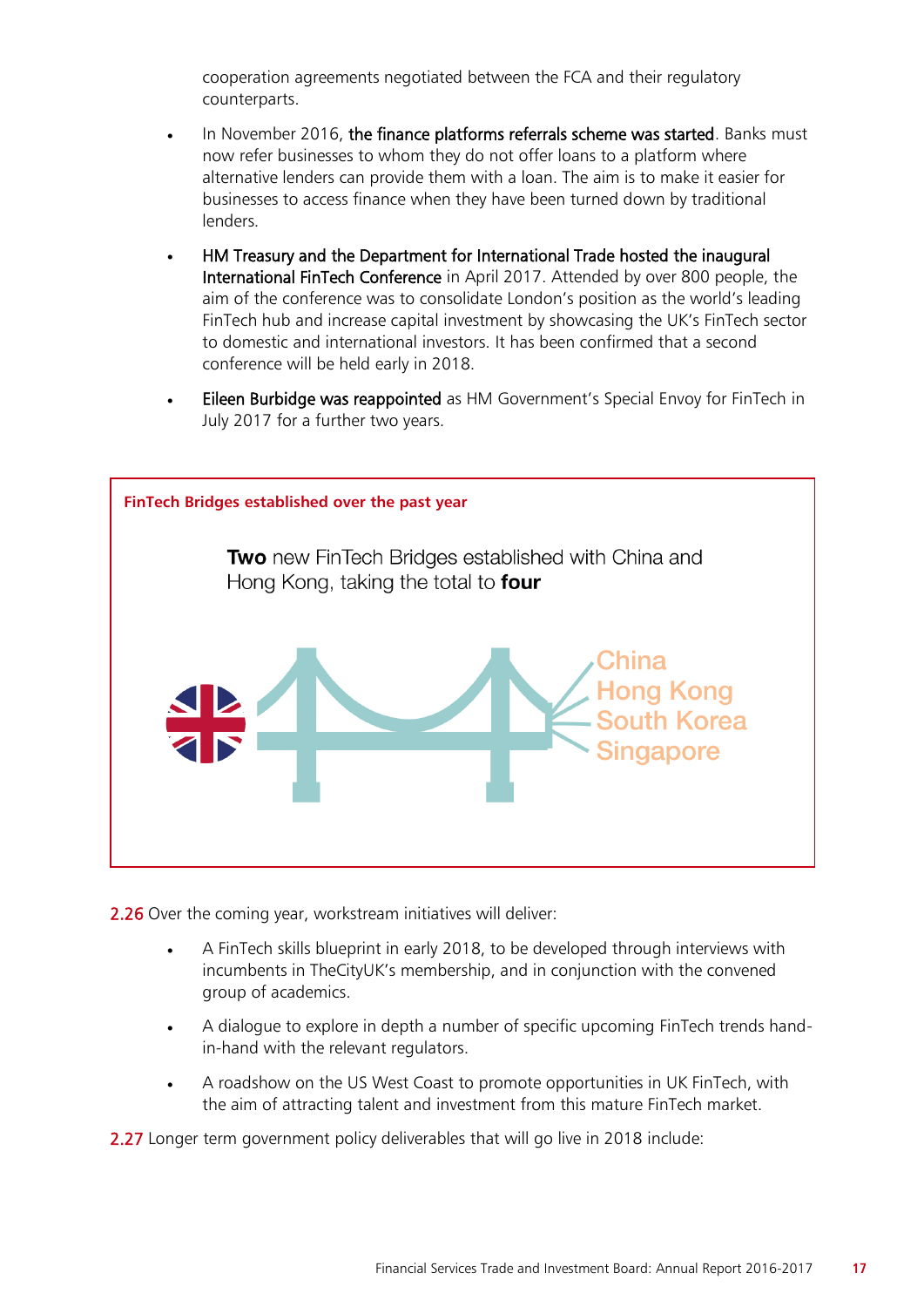cooperation agreements negotiated between the FCA and their regulatory counterparts.

- In November 2016, **the finance platforms referrals scheme was started**. Banks must now refer businesses to whom they do not offer loans to a platform where alternative lenders can provide them with a loan. The aim is to make it easier for businesses to access finance when they have been turned down by traditional lenders.
- **HM Treasury and the Department for International Trade hosted the inaugural International FinTech Conference** in April 2017. Attended by over 800 people, the aim of the conference was to consolidate London's position as the world's leading FinTech hub and increase capital investment by showcasing the UK's FinTech sector to domestic and international investors. It has been confirmed that a second conference will be held early in 2018.
- **Eileen Burbidge was reappointed** as HM Government's Special Envoy for FinTech in July 2017 for a further two years.

**FinTech Bridges established over the past year**

**Two** new FinTech Bridges established with China and Hong Kong, taking the total to **four**

China
Hong Kong
South Korea
Singapore

**2.26** Over the coming year, workstream initiatives will deliver:

- A FinTech skills blueprint in early 2018, to be developed through interviews with incumbents in TheCityUK's membership, and in conjunction with the convened group of academics.
- A dialogue to explore in depth a number of specific upcoming FinTech trends hand-in-hand with the relevant regulators.
- A roadshow on the US West Coast to promote opportunities in UK FinTech, with the aim of attracting talent and investment from this mature FinTech market.

**2.27** Longer term government policy deliverables that will go live in 2018 include: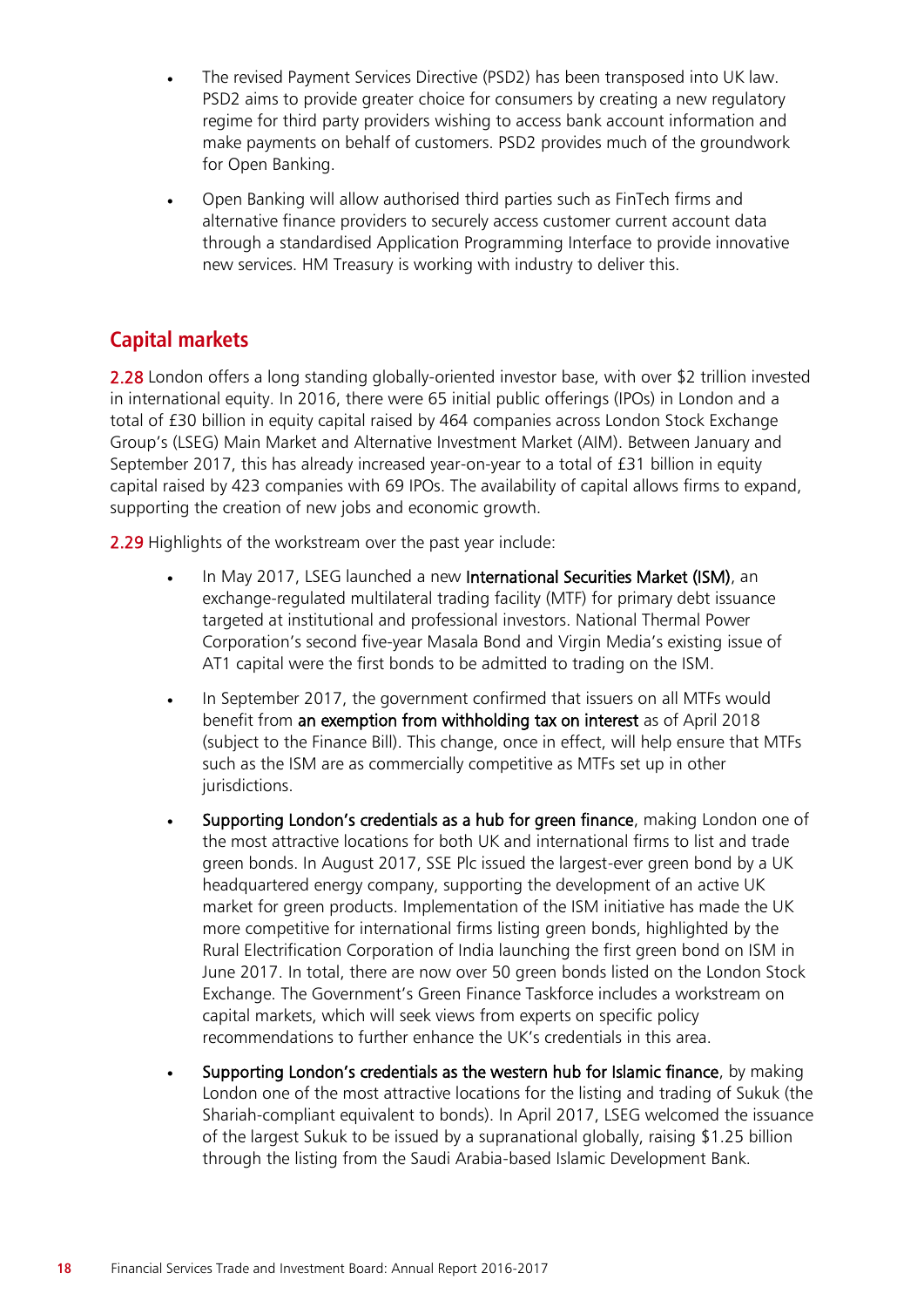- The revised Payment Services Directive (PSD2) has been transposed into UK law. PSD2 aims to provide greater choice for consumers by creating a new regulatory regime for third party providers wishing to access bank account information and make payments on behalf of customers. PSD2 provides much of the groundwork for Open Banking.
- Open Banking will allow authorised third parties such as FinTech firms and alternative finance providers to securely access customer current account data through a standardised Application Programming Interface to provide innovative new services. HM Treasury is working with industry to deliver this.

## Capital markets

2.28 London offers a long standing globally-oriented investor base, with over $2 trillion invested in international equity. In 2016, there were 65 initial public offerings (IPOs) in London and a total of £30 billion in equity capital raised by 464 companies across London Stock Exchange Group's (LSEG) Main Market and Alternative Investment Market (AIM). Between January and September 2017, this has already increased year-on-year to a total of £31 billion in equity capital raised by 423 companies with 69 IPOs. The availability of capital allows firms to expand, supporting the creation of new jobs and economic growth.

2.29 Highlights of the workstream over the past year include:

- In May 2017, LSEG launched a new **International Securities Market (ISM)**, an exchange-regulated multilateral trading facility (MTF) for primary debt issuance targeted at institutional and professional investors. National Thermal Power Corporation's second five-year Masala Bond and Virgin Media's existing issue of AT1 capital were the first bonds to be admitted to trading on the ISM.
- In September 2017, the government confirmed that issuers on all MTFs would benefit from **an exemption from withholding tax on interest** as of April 2018 (subject to the Finance Bill). This change, once in effect, will help ensure that MTFs such as the ISM are as commercially competitive as MTFs set up in other jurisdictions.
- **Supporting London's credentials as a hub for green finance**, making London one of the most attractive locations for both UK and international firms to list and trade green bonds. In August 2017, SSE Plc issued the largest-ever green bond by a UK headquartered energy company, supporting the development of an active UK market for green products. Implementation of the ISM initiative has made the UK more competitive for international firms listing green bonds, highlighted by the Rural Electrification Corporation of India launching the first green bond on ISM in June 2017. In total, there are now over 50 green bonds listed on the London Stock Exchange. The Government's Green Finance Taskforce includes a workstream on capital markets, which will seek views from experts on specific policy recommendations to further enhance the UK's credentials in this area.
- **Supporting London's credentials as the western hub for Islamic finance**, by making London one of the most attractive locations for the listing and trading of Sukuk (the Shariah-compliant equivalent to bonds). In April 2017, LSEG welcomed the issuance of the largest Sukuk to be issued by a supranational globally, raising $1.25 billion through the listing from the Saudi Arabia-based Islamic Development Bank.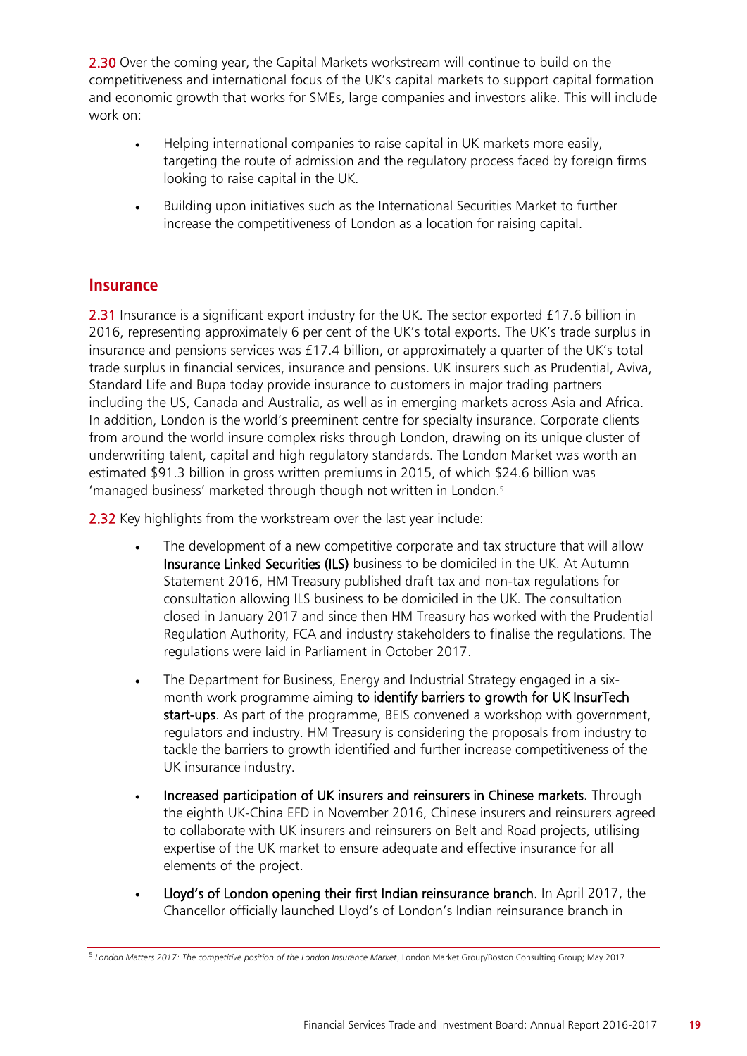**2.30** Over the coming year, the Capital Markets workstream will continue to build on the competitiveness and international focus of the UK's capital markets to support capital formation and economic growth that works for SMEs, large companies and investors alike. This will include work on:

- Helping international companies to raise capital in UK markets more easily, targeting the route of admission and the regulatory process faced by foreign firms looking to raise capital in the UK.
- Building upon initiatives such as the International Securities Market to further increase the competitiveness of London as a location for raising capital.

## Insurance

**2.31** Insurance is a significant export industry for the UK. The sector exported £17.6 billion in 2016, representing approximately 6 per cent of the UK's total exports. The UK's trade surplus in insurance and pensions services was £17.4 billion, or approximately a quarter of the UK's total trade surplus in financial services, insurance and pensions. UK insurers such as Prudential, Aviva, Standard Life and Bupa today provide insurance to customers in major trading partners including the US, Canada and Australia, as well as in emerging markets across Asia and Africa. In addition, London is the world's preeminent centre for specialty insurance. Corporate clients from around the world insure complex risks through London, drawing on its unique cluster of underwriting talent, capital and high regulatory standards. The London Market was worth an estimated $91.3 billion in gross written premiums in 2015, of which $24.6 billion was 'managed business' marketed through though not written in London.[5]

**2.32** Key highlights from the workstream over the last year include:

- The development of a new competitive corporate and tax structure that will allow **Insurance Linked Securities (ILS)** business to be domiciled in the UK. At Autumn Statement 2016, HM Treasury published draft tax and non-tax regulations for consultation allowing ILS business to be domiciled in the UK. The consultation closed in January 2017 and since then HM Treasury has worked with the Prudential Regulation Authority, FCA and industry stakeholders to finalise the regulations. The regulations were laid in Parliament in October 2017.
- The Department for Business, Energy and Industrial Strategy engaged in a six-month work programme aiming **to identify barriers to growth for UK InsurTech start-ups**. As part of the programme, BEIS convened a workshop with government, regulators and industry. HM Treasury is considering the proposals from industry to tackle the barriers to growth identified and further increase competitiveness of the UK insurance industry.
- **Increased participation of UK insurers and reinsurers in Chinese markets.** Through the eighth UK-China EFD in November 2016, Chinese insurers and reinsurers agreed to collaborate with UK insurers and reinsurers on Belt and Road projects, utilising expertise of the UK market to ensure adequate and effective insurance for all elements of the project.
- **Lloyd's of London opening their first Indian reinsurance branch.** In April 2017, the Chancellor officially launched Lloyd's of London's Indian reinsurance branch in

[5] *London Matters 2017: The competitive position of the London Insurance Market*, London Market Group/Boston Consulting Group; May 2017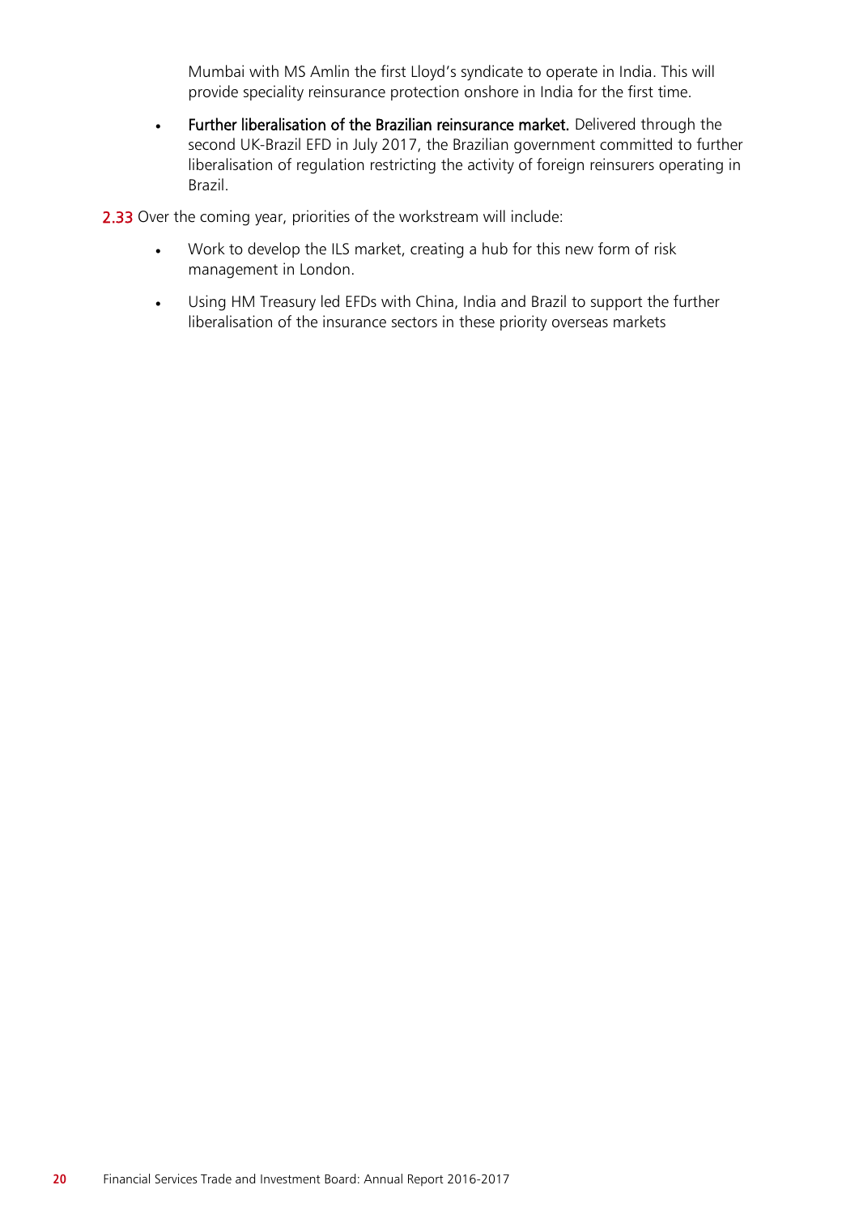Mumbai with MS Amlin the first Lloyd's syndicate to operate in India. This will provide speciality reinsurance protection onshore in India for the first time.

- **Further liberalisation of the Brazilian reinsurance market.** Delivered through the second UK-Brazil EFD in July 2017, the Brazilian government committed to further liberalisation of regulation restricting the activity of foreign reinsurers operating in Brazil.

**2.33** Over the coming year, priorities of the workstream will include:

- Work to develop the ILS market, creating a hub for this new form of risk management in London.
- Using HM Treasury led EFDs with China, India and Brazil to support the further liberalisation of the insurance sectors in these priority overseas markets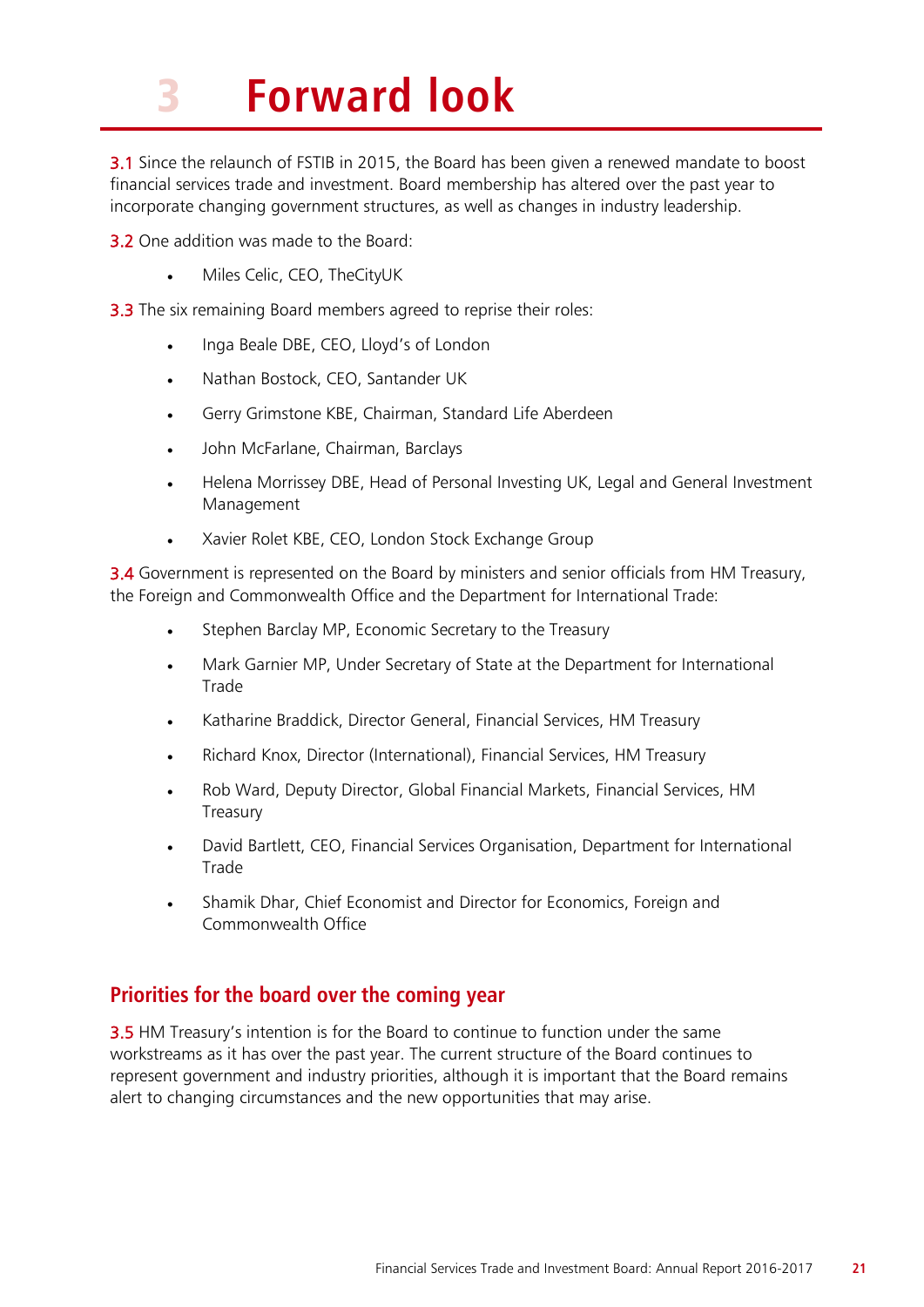# 3 Forward look

3.1 Since the relaunch of FSTIB in 2015, the Board has been given a renewed mandate to boost financial services trade and investment. Board membership has altered over the past year to incorporate changing government structures, as well as changes in industry leadership.

3.2 One addition was made to the Board:

- Miles Celic, CEO, TheCityUK

3.3 The six remaining Board members agreed to reprise their roles:

- Inga Beale DBE, CEO, Lloyd's of London
- Nathan Bostock, CEO, Santander UK
- Gerry Grimstone KBE, Chairman, Standard Life Aberdeen
- John McFarlane, Chairman, Barclays
- Helena Morrissey DBE, Head of Personal Investing UK, Legal and General Investment Management
- Xavier Rolet KBE, CEO, London Stock Exchange Group

3.4 Government is represented on the Board by ministers and senior officials from HM Treasury, the Foreign and Commonwealth Office and the Department for International Trade:

- Stephen Barclay MP, Economic Secretary to the Treasury
- Mark Garnier MP, Under Secretary of State at the Department for International Trade
- Katharine Braddick, Director General, Financial Services, HM Treasury
- Richard Knox, Director (International), Financial Services, HM Treasury
- Rob Ward, Deputy Director, Global Financial Markets, Financial Services, HM Treasury
- David Bartlett, CEO, Financial Services Organisation, Department for International Trade
- Shamik Dhar, Chief Economist and Director for Economics, Foreign and Commonwealth Office

## Priorities for the board over the coming year

3.5 HM Treasury's intention is for the Board to continue to function under the same workstreams as it has over the past year. The current structure of the Board continues to represent government and industry priorities, although it is important that the Board remains alert to changing circumstances and the new opportunities that may arise.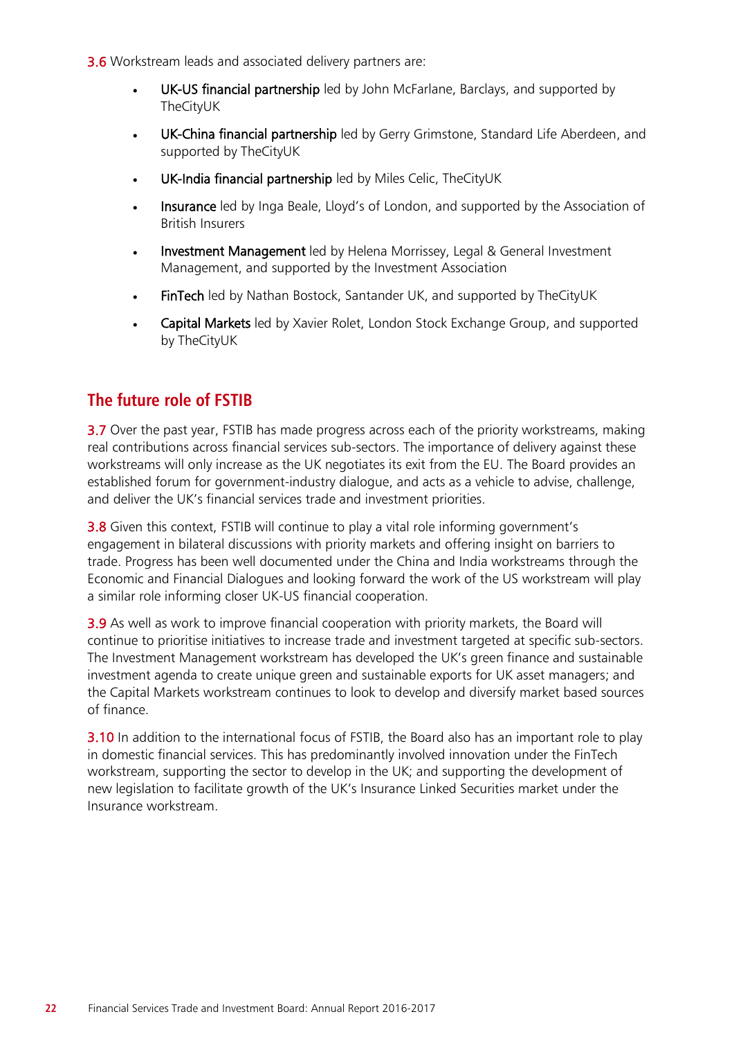3.6 Workstream leads and associated delivery partners are:

- **UK-US financial partnership** led by John McFarlane, Barclays, and supported by TheCityUK
- **UK-China financial partnership** led by Gerry Grimstone, Standard Life Aberdeen, and supported by TheCityUK
- **UK-India financial partnership** led by Miles Celic, TheCityUK
- **Insurance** led by Inga Beale, Lloyd's of London, and supported by the Association of British Insurers
- **Investment Management** led by Helena Morrissey, Legal & General Investment Management, and supported by the Investment Association
- **FinTech** led by Nathan Bostock, Santander UK, and supported by TheCityUK
- **Capital Markets** led by Xavier Rolet, London Stock Exchange Group, and supported by TheCityUK

## The future role of FSTIB

3.7 Over the past year, FSTIB has made progress across each of the priority workstreams, making real contributions across financial services sub-sectors. The importance of delivery against these workstreams will only increase as the UK negotiates its exit from the EU. The Board provides an established forum for government-industry dialogue, and acts as a vehicle to advise, challenge, and deliver the UK's financial services trade and investment priorities.

3.8 Given this context, FSTIB will continue to play a vital role informing government's engagement in bilateral discussions with priority markets and offering insight on barriers to trade. Progress has been well documented under the China and India workstreams through the Economic and Financial Dialogues and looking forward the work of the US workstream will play a similar role informing closer UK-US financial cooperation.

3.9 As well as work to improve financial cooperation with priority markets, the Board will continue to prioritise initiatives to increase trade and investment targeted at specific sub-sectors. The Investment Management workstream has developed the UK's green finance and sustainable investment agenda to create unique green and sustainable exports for UK asset managers; and the Capital Markets workstream continues to look to develop and diversify market based sources of finance.

3.10 In addition to the international focus of FSTIB, the Board also has an important role to play in domestic financial services. This has predominantly involved innovation under the FinTech workstream, supporting the sector to develop in the UK; and supporting the development of new legislation to facilitate growth of the UK's Insurance Linked Securities market under the Insurance workstream.